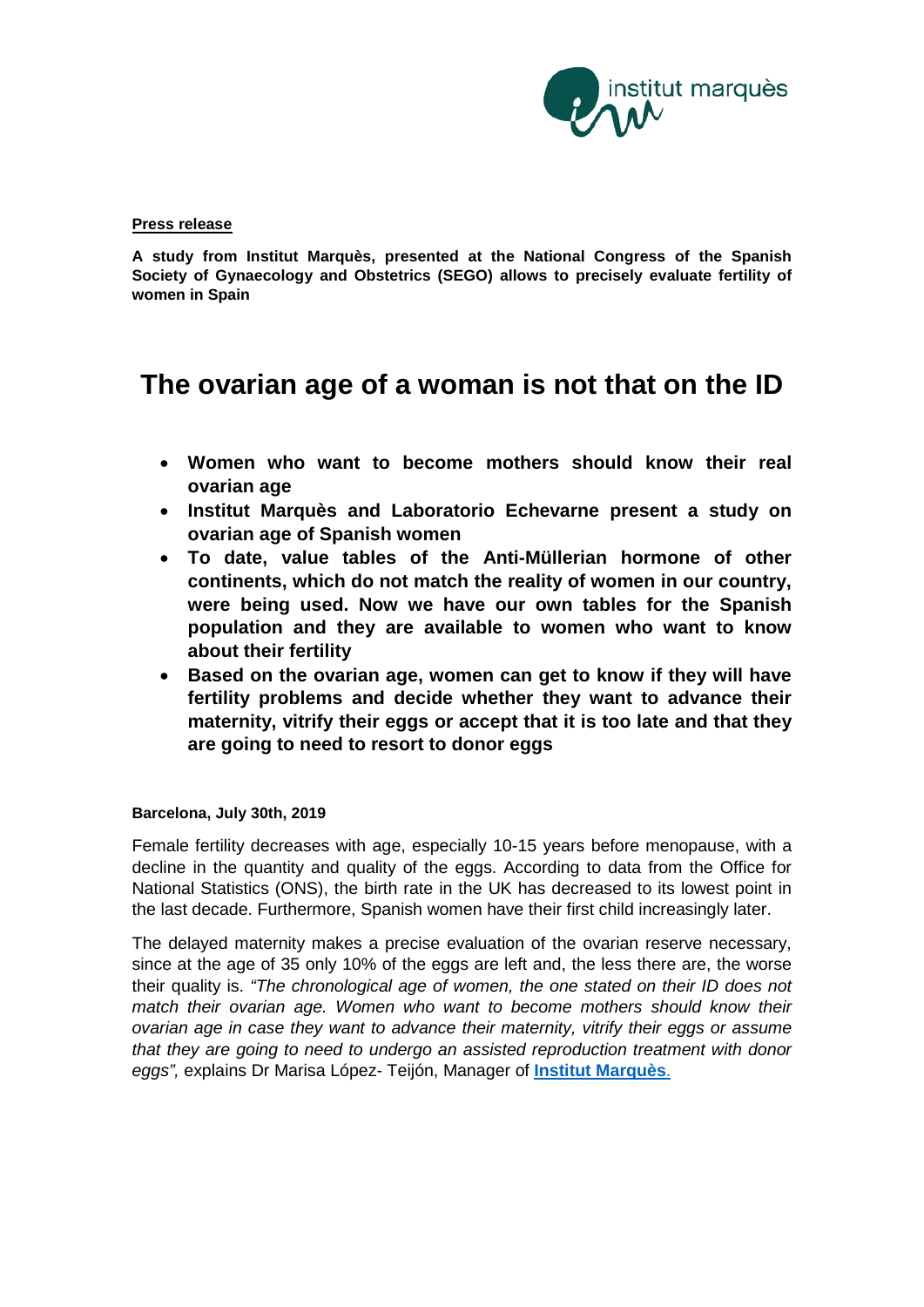**Press release**

**A study from Institut Marquès, presented at the National Congress of the Spanish Society of Gynaecology and Obstetrics (SEGO) allows to precisely evaluate fertility of women in Spain**

# The ovarian age of a woman is not that on the ID

- **Women who want to become mothers should know their real ovarian age**
- **Institut Marquès and Laboratorio Echevarne present a study on ovarian age of Spanish women**
- **To date, value tables of the Anti-Müllerian hormone of other continents, which do not match the reality of women in our country, were being used. Now we have our own tables for the Spanish population and they are available to women who want to know about their fertility**
- **Based on the ovarian age, women can get to know if they will have fertility problems and decide whether they want to advance their maternity, vitrify their eggs or accept that it is too late and that they are going to need to resort to donor eggs**

**Barcelona, July 30th, 2019**

Female fertility decreases with age, especially 10-15 years before menopause, with a decline in the quantity and quality of the eggs. According to data from the Office for National Statistics (ONS), the birth rate in the UK has decreased to its lowest point in the last decade. Furthermore, Spanish women have their first child increasingly later.

The delayed maternity makes a precise evaluation of the ovarian reserve necessary, since at the age of 35 only 10% of the eggs are left and, the less there are, the worse their quality is. *"The chronological age of women, the one stated on their ID does not match their ovarian age. Women who want to become mothers should know their ovarian age in case they want to advance their maternity, vitrify their eggs or assume that they are going to need to undergo an assisted reproduction treatment with donor eggs",* explains Dr Marisa López- Teijón, Manager of **Institut Marquès**.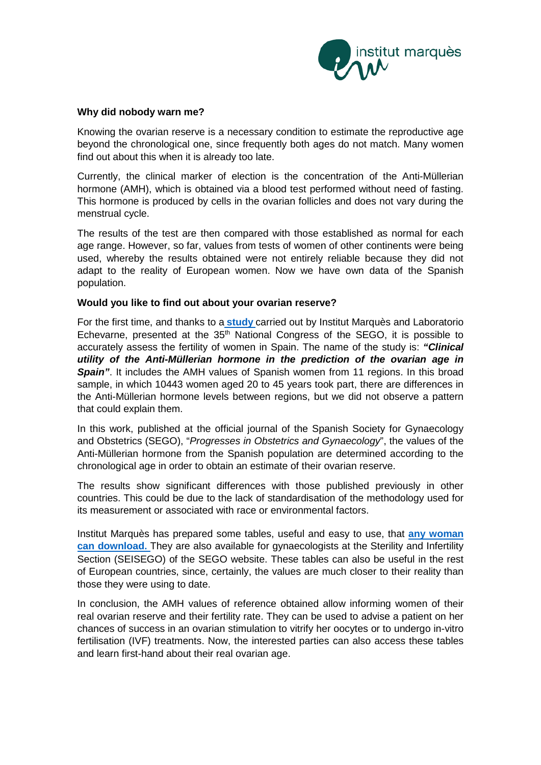**Why did nobody warn me?**

Knowing the ovarian reserve is a necessary condition to estimate the reproductive age beyond the chronological one, since frequently both ages do not match. Many women find out about this when it is already too late.

Currently, the clinical marker of election is the concentration of the Anti-Müllerian hormone (AMH), which is obtained via a blood test performed without need of fasting. This hormone is produced by cells in the ovarian follicles and does not vary during the menstrual cycle.

The results of the test are then compared with those established as normal for each age range. However, so far, values from tests of women of other continents were being used, whereby the results obtained were not entirely reliable because they did not adapt to the reality of European women. Now we have own data of the Spanish population.

**Would you like to find out about your ovarian reserve?**

For the first time, and thanks to a **study** carried out by Institut Marquès and Laboratorio Echevarne, presented at the 35th National Congress of the SEGO, it is possible to accurately assess the fertility of women in Spain. The name of the study is: ***"Clinical utility of the Anti-Müllerian hormone in the prediction of the ovarian age in Spain"***. It includes the AMH values of Spanish women from 11 regions. In this broad sample, in which 10443 women aged 20 to 45 years took part, there are differences in the Anti-Müllerian hormone levels between regions, but we did not observe a pattern that could explain them.

In this work, published at the official journal of the Spanish Society for Gynaecology and Obstetrics (SEGO), "*Progresses in Obstetrics and Gynaecology*", the values of the Anti-Müllerian hormone from the Spanish population are determined according to the chronological age in order to obtain an estimate of their ovarian reserve.

The results show significant differences with those published previously in other countries. This could be due to the lack of standardisation of the methodology used for its measurement or associated with race or environmental factors.

Institut Marquès has prepared some tables, useful and easy to use, that **any woman can download.** They are also available for gynaecologists at the Sterility and Infertility Section (SEISEGO) of the SEGO website. These tables can also be useful in the rest of European countries, since, certainly, the values are much closer to their reality than those they were using to date.

In conclusion, the AMH values of reference obtained allow informing women of their real ovarian reserve and their fertility rate. They can be used to advise a patient on her chances of success in an ovarian stimulation to vitrify her oocytes or to undergo in-vitro fertilisation (IVF) treatments. Now, the interested parties can also access these tables and learn first-hand about their real ovarian age.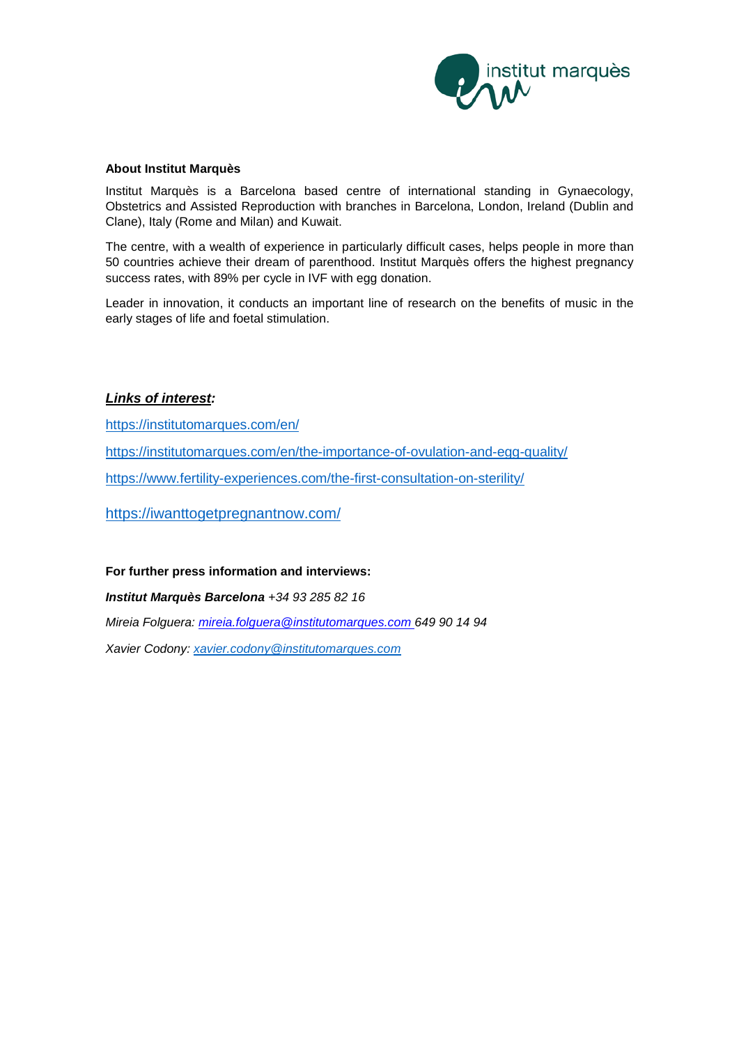**About Institut Marquès**

Institut Marquès is a Barcelona based centre of international standing in Gynaecology, Obstetrics and Assisted Reproduction with branches in Barcelona, London, Ireland (Dublin and Clane), Italy (Rome and Milan) and Kuwait.

The centre, with a wealth of experience in particularly difficult cases, helps people in more than 50 countries achieve their dream of parenthood. Institut Marquès offers the highest pregnancy success rates, with 89% per cycle in IVF with egg donation.

Leader in innovation, it conducts an important line of research on the benefits of music in the early stages of life and foetal stimulation.

***Links of interest*:**

https://institutomarques.com/en/

https://institutomarques.com/en/the-importance-of-ovulation-and-egg-quality/

https://www.fertility-experiences.com/the-first-consultation-on-sterility/

https://iwanttogetpregnantnow.com/

**For further press information and interviews:**

***Institut Marquès Barcelona*** *+34 93 285 82 16*

*Mireia Folguera: mireia.folguera@institutomarques.com 649 90 14 94*

*Xavier Codony: xavier.codony@institutomarques.com*